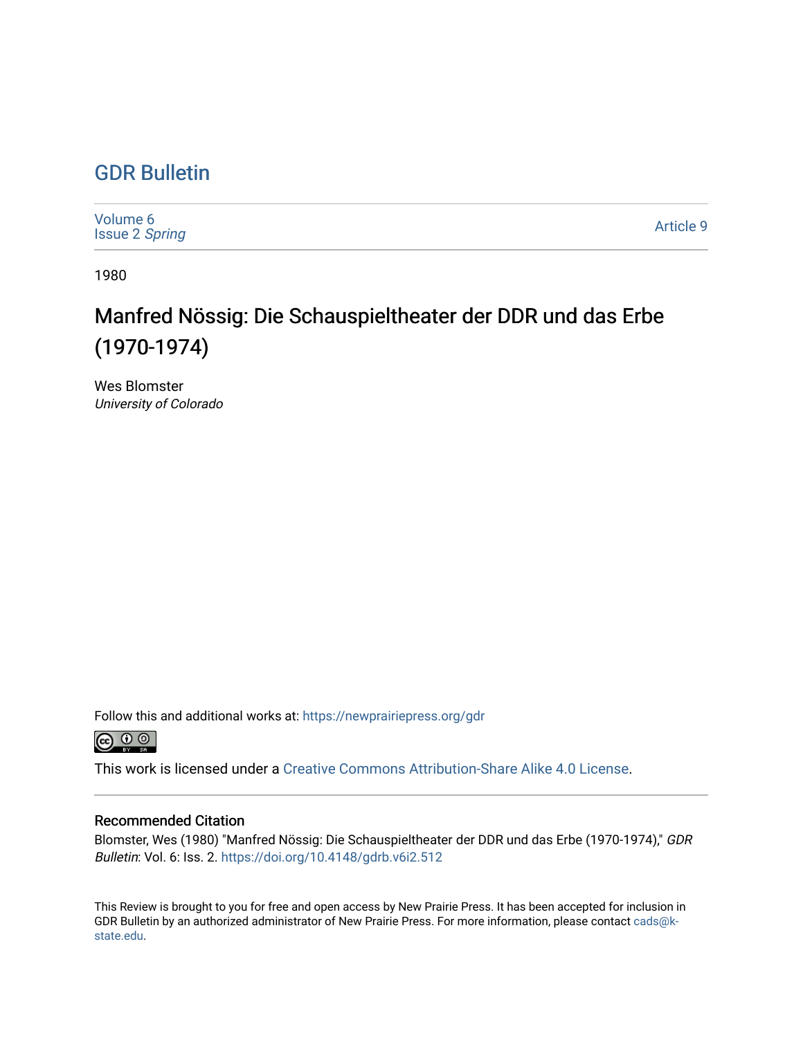# GDR Bulletin

Volume 6
Issue 2 *Spring*

Article 9

1980

## Manfred Nössig: Die Schauspieltheater der DDR und das Erbe (1970-1974)

Wes Blomster
*University of Colorado*

Follow this and additional works at: https://newprairiepress.org/gdr

This work is licensed under a Creative Commons Attribution-Share Alike 4.0 License.

### Recommended Citation

Blomster, Wes (1980) "Manfred Nössig: Die Schauspieltheater der DDR und das Erbe (1970-1974)," *GDR Bulletin*: Vol. 6: Iss. 2. https://doi.org/10.4148/gdrb.v6i2.512

This Review is brought to you for free and open access by New Prairie Press. It has been accepted for inclusion in GDR Bulletin by an authorized administrator of New Prairie Press. For more information, please contact cads@k-state.edu.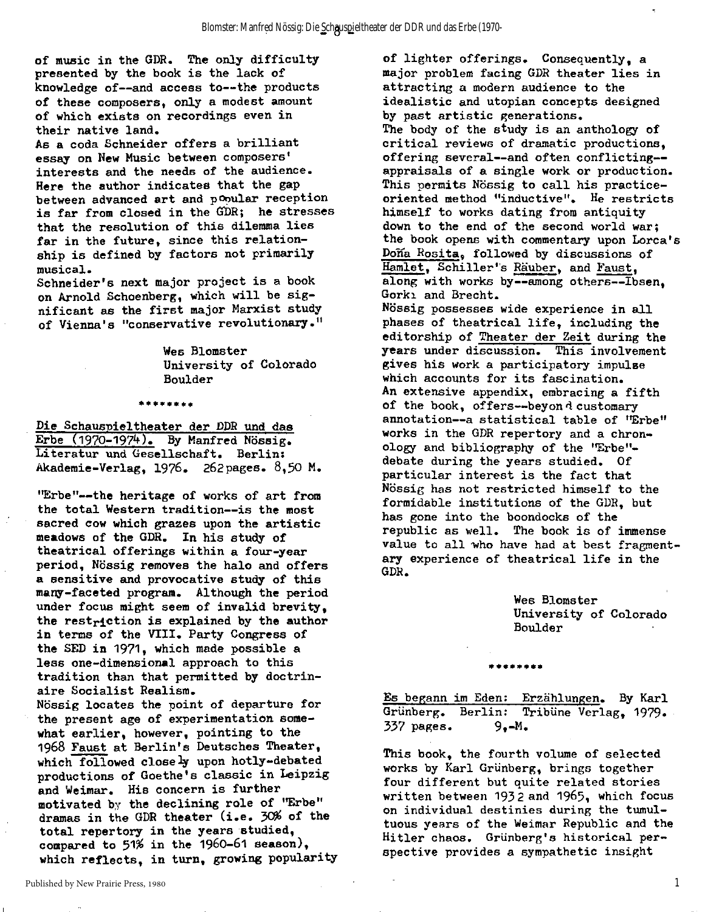of music in the GDR. The only difficulty presented by the book is the lack of knowledge of--and access to--the products of these composers, only a modest amount of which exists on recordings even in their native land.

As a coda Schneider offers a brilliant essay on New Music between composers' interests and the needs of the audience. Here the author indicates that the gap between advanced art and popular reception is far from closed in the GDR; he stresses that the resolution of this dilemma lies far in the future, since this relationship is defined by factors not primarily musical.

Schneider's next major project is a book on Arnold Schoenberg, which will be significant as the first major Marxist study of Vienna's "conservative revolutionary."

Wes Blomster
University of Colorado
Boulder

\*\*\*\*\*\*\*\*

Die Schauspieltheater der DDR und das Erbe (1970-1974). By Manfred Nössig. Literatur und Gesellschaft. Berlin: Akademie-Verlag, 1976. 262 pages. 8,50 M.

"Erbe"--the heritage of works of art from the total Western tradition--is the most sacred cow which grazes upon the artistic meadows of the GDR. In his study of theatrical offerings within a four-year period, Nössig removes the halo and offers a sensitive and provocative study of this many-faceted program. Although the period under focus might seem of invalid brevity, the restriction is explained by the author in terms of the VIII. Party Congress of the SED in 1971, which made possible a less one-dimensional approach to this tradition than that permitted by doctrinaire Socialist Realism.

Nössig locates the point of departure for the present age of experimentation somewhat earlier, however, pointing to the 1968 Faust at Berlin's Deutsches Theater, which followed closely upon hotly-debated productions of Goethe's classic in Leipzig and Weimar. His concern is further motivated by the declining role of "Erbe" dramas in the GDR theater (i.e. 30% of the total repertory in the years studied, compared to 51% in the 1960-61 season), which reflects, in turn, growing popularity of lighter offerings. Consequently, a major problem facing GDR theater lies in attracting a modern audience to the idealistic and utopian concepts designed by past artistic generations.

The body of the study is an anthology of critical reviews of dramatic productions, offering several--and often conflicting--appraisals of a single work or production. This permits Nössig to call his practice-oriented method "inductive". He restricts himself to works dating from antiquity down to the end of the second world war; the book opens with commentary upon Lorca's Doña Rosita, followed by discussions of Hamlet, Schiller's Räuber, and Faust, along with works by--among others--Ibsen, Gorki and Brecht.

Nössig possesses wide experience in all phases of theatrical life, including the editorship of Theater der Zeit during the years under discussion. This involvement gives his work a participatory impulse which accounts for its fascination.

An extensive appendix, embracing a fifth of the book, offers--beyond customary annotation--a statistical table of "Erbe" works in the GDR repertory and a chronology and bibliography of the "Erbe"-debate during the years studied. Of particular interest is the fact that Nössig has not restricted himself to the formidable institutions of the GDR, but has gone into the boondocks of the republic as well. The book is of immense value to all who have had at best fragmentary experience of theatrical life in the GDR.

Wes Blomster
University of Colorado
Boulder

\*\*\*\*\*\*\*\*

Es begann im Eden: Erzählungen. By Karl Grünberg. Berlin: Tribüne Verlag, 1979. 337 pages. 9,-M.

This book, the fourth volume of selected works by Karl Grünberg, brings together four different but quite related stories written between 1932 and 1965, which focus on individual destinies during the tumultuous years of the Weimar Republic and the Hitler chaos. Grünberg's historical perspective provides a sympathetic insight